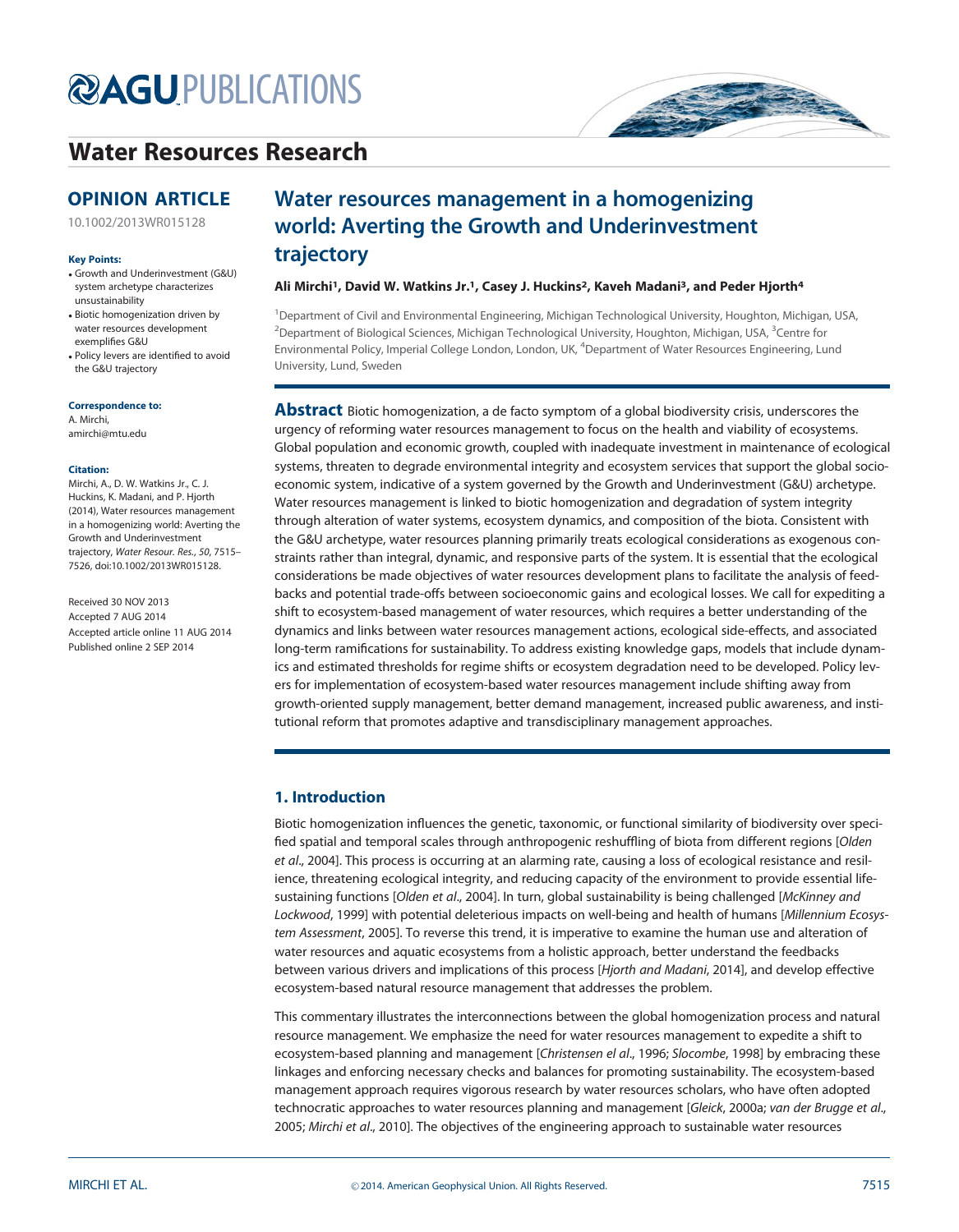# Water Resources Research

## OPINION ARTICLE

10.1002/2013WR015128

**Key Points:**

- Growth and Underinvestment (G&U) system archetype characterizes unsustainability
- Biotic homogenization driven by water resources development exemplifies G&U
- Policy levers are identified to avoid the G&U trajectory

**Correspondence to:**
A. Mirchi,
amirchi@mtu.edu

**Citation:**
Mirchi, A., D. W. Watkins Jr., C. J. Huckins, K. Madani, and P. Hjorth (2014), Water resources management in a homogenizing world: Averting the Growth and Underinvestment trajectory, *Water Resour. Res.*, *50*, 7515–7526, doi:10.1002/2013WR015128.

Received 30 NOV 2013
Accepted 7 AUG 2014
Accepted article online 11 AUG 2014
Published online 2 SEP 2014

# Water resources management in a homogenizing world: Averting the Growth and Underinvestment trajectory

**Ali Mirchi[1], David W. Watkins Jr.[1], Casey J. Huckins[2], Kaveh Madani[3], and Peder Hjorth[4]**

[1]Department of Civil and Environmental Engineering, Michigan Technological University, Houghton, Michigan, USA, [2]Department of Biological Sciences, Michigan Technological University, Houghton, Michigan, USA, [3]Centre for Environmental Policy, Imperial College London, London, UK, [4]Department of Water Resources Engineering, Lund University, Lund, Sweden

**Abstract** Biotic homogenization, a de facto symptom of a global biodiversity crisis, underscores the urgency of reforming water resources management to focus on the health and viability of ecosystems. Global population and economic growth, coupled with inadequate investment in maintenance of ecological systems, threaten to degrade environmental integrity and ecosystem services that support the global socioeconomic system, indicative of a system governed by the Growth and Underinvestment (G&U) archetype. Water resources management is linked to biotic homogenization and degradation of system integrity through alteration of water systems, ecosystem dynamics, and composition of the biota. Consistent with the G&U archetype, water resources planning primarily treats ecological considerations as exogenous constraints rather than integral, dynamic, and responsive parts of the system. It is essential that the ecological considerations be made objectives of water resources development plans to facilitate the analysis of feedbacks and potential trade-offs between socioeconomic gains and ecological losses. We call for expediting a shift to ecosystem-based management of water resources, which requires a better understanding of the dynamics and links between water resources management actions, ecological side-effects, and associated long-term ramifications for sustainability. To address existing knowledge gaps, models that include dynamics and estimated thresholds for regime shifts or ecosystem degradation need to be developed. Policy levers for implementation of ecosystem-based water resources management include shifting away from growth-oriented supply management, better demand management, increased public awareness, and institutional reform that promotes adaptive and transdisciplinary management approaches.

## 1. Introduction

Biotic homogenization influences the genetic, taxonomic, or functional similarity of biodiversity over specified spatial and temporal scales through anthropogenic reshuffling of biota from different regions [*Olden et al.*, 2004]. This process is occurring at an alarming rate, causing a loss of ecological resistance and resilience, threatening ecological integrity, and reducing capacity of the environment to provide essential life-sustaining functions [*Olden et al.*, 2004]. In turn, global sustainability is being challenged [*McKinney and Lockwood*, 1999] with potential deleterious impacts on well-being and health of humans [*Millennium Ecosystem Assessment*, 2005]. To reverse this trend, it is imperative to examine the human use and alteration of water resources and aquatic ecosystems from a holistic approach, better understand the feedbacks between various drivers and implications of this process [*Hjorth and Madani*, 2014], and develop effective ecosystem-based natural resource management that addresses the problem.

This commentary illustrates the interconnections between the global homogenization process and natural resource management. We emphasize the need for water resources management to expedite a shift to ecosystem-based planning and management [*Christensen el al.*, 1996; *Slocombe*, 1998] by embracing these linkages and enforcing necessary checks and balances for promoting sustainability. The ecosystem-based management approach requires vigorous research by water resources scholars, who have often adopted technocratic approaches to water resources planning and management [*Gleick*, 2000a; *van der Brugge et al.*, 2005; *Mirchi et al.*, 2010]. The objectives of the engineering approach to sustainable water resources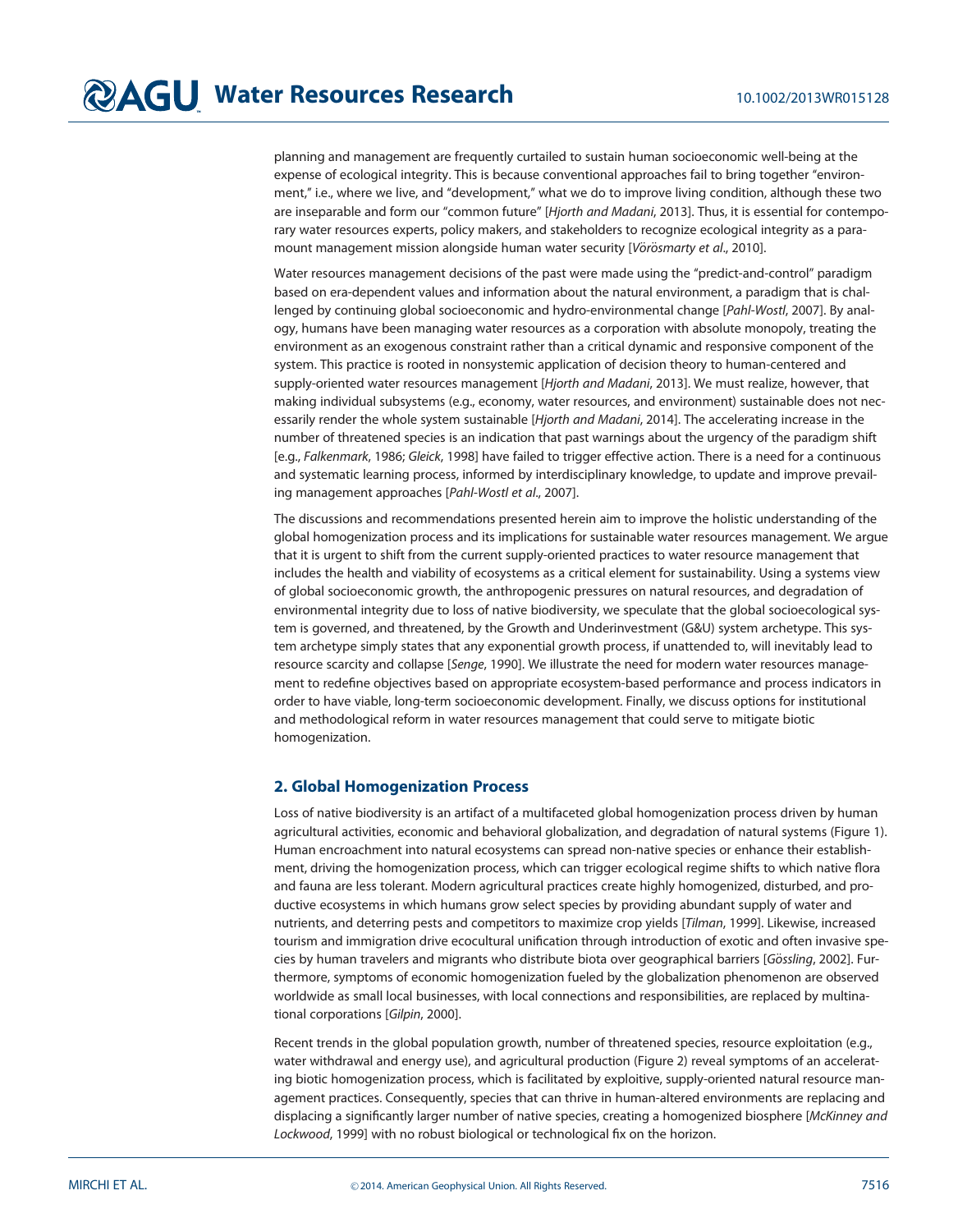planning and management are frequently curtailed to sustain human socioeconomic well-being at the expense of ecological integrity. This is because conventional approaches fail to bring together "environment," i.e., where we live, and "development," what we do to improve living condition, although these two are inseparable and form our "common future" [*Hjorth and Madani*, 2013]. Thus, it is essential for contemporary water resources experts, policy makers, and stakeholders to recognize ecological integrity as a paramount management mission alongside human water security [*Vörösmarty et al*., 2010].

Water resources management decisions of the past were made using the "predict-and-control" paradigm based on era-dependent values and information about the natural environment, a paradigm that is challenged by continuing global socioeconomic and hydro-environmental change [*Pahl-Wostl*, 2007]. By analogy, humans have been managing water resources as a corporation with absolute monopoly, treating the environment as an exogenous constraint rather than a critical dynamic and responsive component of the system. This practice is rooted in nonsystemic application of decision theory to human-centered and supply-oriented water resources management [*Hjorth and Madani*, 2013]. We must realize, however, that making individual subsystems (e.g., economy, water resources, and environment) sustainable does not necessarily render the whole system sustainable [*Hjorth and Madani*, 2014]. The accelerating increase in the number of threatened species is an indication that past warnings about the urgency of the paradigm shift [e.g., *Falkenmark*, 1986; *Gleick*, 1998] have failed to trigger effective action. There is a need for a continuous and systematic learning process, informed by interdisciplinary knowledge, to update and improve prevailing management approaches [*Pahl-Wostl et al*., 2007].

The discussions and recommendations presented herein aim to improve the holistic understanding of the global homogenization process and its implications for sustainable water resources management. We argue that it is urgent to shift from the current supply-oriented practices to water resource management that includes the health and viability of ecosystems as a critical element for sustainability. Using a systems view of global socioeconomic growth, the anthropogenic pressures on natural resources, and degradation of environmental integrity due to loss of native biodiversity, we speculate that the global socioecological system is governed, and threatened, by the Growth and Underinvestment (G&U) system archetype. This system archetype simply states that any exponential growth process, if unattended to, will inevitably lead to resource scarcity and collapse [*Senge*, 1990]. We illustrate the need for modern water resources management to redefine objectives based on appropriate ecosystem-based performance and process indicators in order to have viable, long-term socioeconomic development. Finally, we discuss options for institutional and methodological reform in water resources management that could serve to mitigate biotic homogenization.

## 2. Global Homogenization Process

Loss of native biodiversity is an artifact of a multifaceted global homogenization process driven by human agricultural activities, economic and behavioral globalization, and degradation of natural systems (Figure 1). Human encroachment into natural ecosystems can spread non-native species or enhance their establishment, driving the homogenization process, which can trigger ecological regime shifts to which native flora and fauna are less tolerant. Modern agricultural practices create highly homogenized, disturbed, and productive ecosystems in which humans grow select species by providing abundant supply of water and nutrients, and deterring pests and competitors to maximize crop yields [*Tilman*, 1999]. Likewise, increased tourism and immigration drive ecocultural unification through introduction of exotic and often invasive species by human travelers and migrants who distribute biota over geographical barriers [*Gössling*, 2002]. Furthermore, symptoms of economic homogenization fueled by the globalization phenomenon are observed worldwide as small local businesses, with local connections and responsibilities, are replaced by multinational corporations [*Gilpin*, 2000].

Recent trends in the global population growth, number of threatened species, resource exploitation (e.g., water withdrawal and energy use), and agricultural production (Figure 2) reveal symptoms of an accelerating biotic homogenization process, which is facilitated by exploitive, supply-oriented natural resource management practices. Consequently, species that can thrive in human-altered environments are replacing and displacing a significantly larger number of native species, creating a homogenized biosphere [*McKinney and Lockwood*, 1999] with no robust biological or technological fix on the horizon.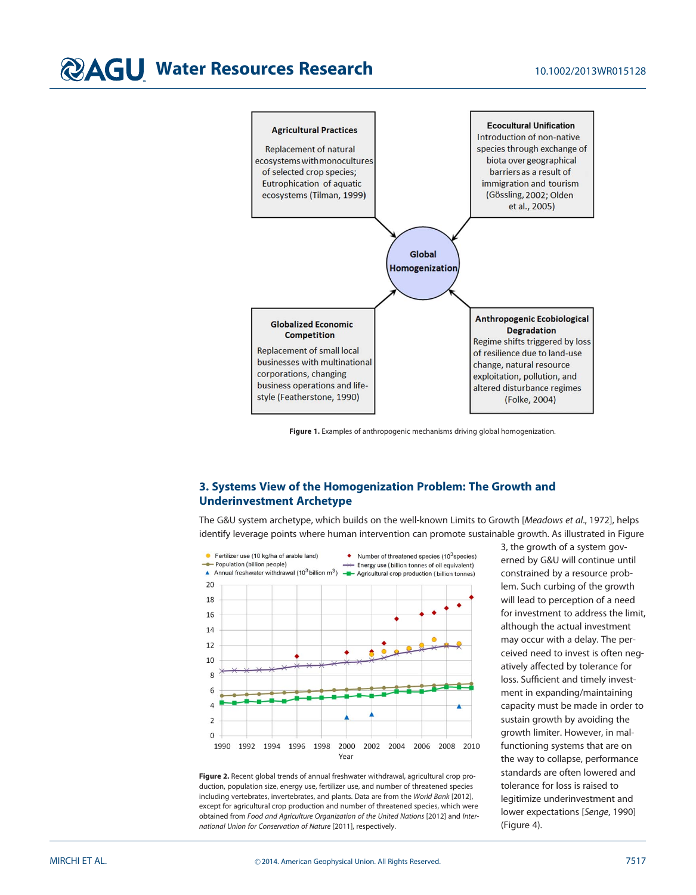Figure 1. Examples of anthropogenic mechanisms driving global homogenization.

## 3. Systems View of the Homogenization Problem: The Growth and Underinvestment Archetype

The G&U system archetype, which builds on the well-known Limits to Growth [*Meadows et al*., 1972], helps identify leverage points where human intervention can promote sustainable growth. As illustrated in Figure 3, the growth of a system governed by G&U will continue until constrained by a resource problem. Such curbing of the growth will lead to perception of a need for investment to address the limit, although the actual investment may occur with a delay. The perceived need to invest is often negatively affected by tolerance for loss. Sufficient and timely investment in expanding/maintaining capacity must be made in order to sustain growth by avoiding the growth limiter. However, in malfunctioning systems that are on the way to collapse, performance standards are often lowered and tolerance for loss is raised to legitimize underinvestment and lower expectations [*Senge*, 1990] (Figure 4).

Figure 2. Recent global trends of annual freshwater withdrawal, agricultural crop production, population size, energy use, fertilizer use, and number of threatened species including vertebrates, invertebrates, and plants. Data are from the *World Bank* [2012], except for agricultural crop production and number of threatened species, which were obtained from *Food and Agriculture Organization of the United Nations* [2012] and *International Union for Conservation of Nature* [2011], respectively.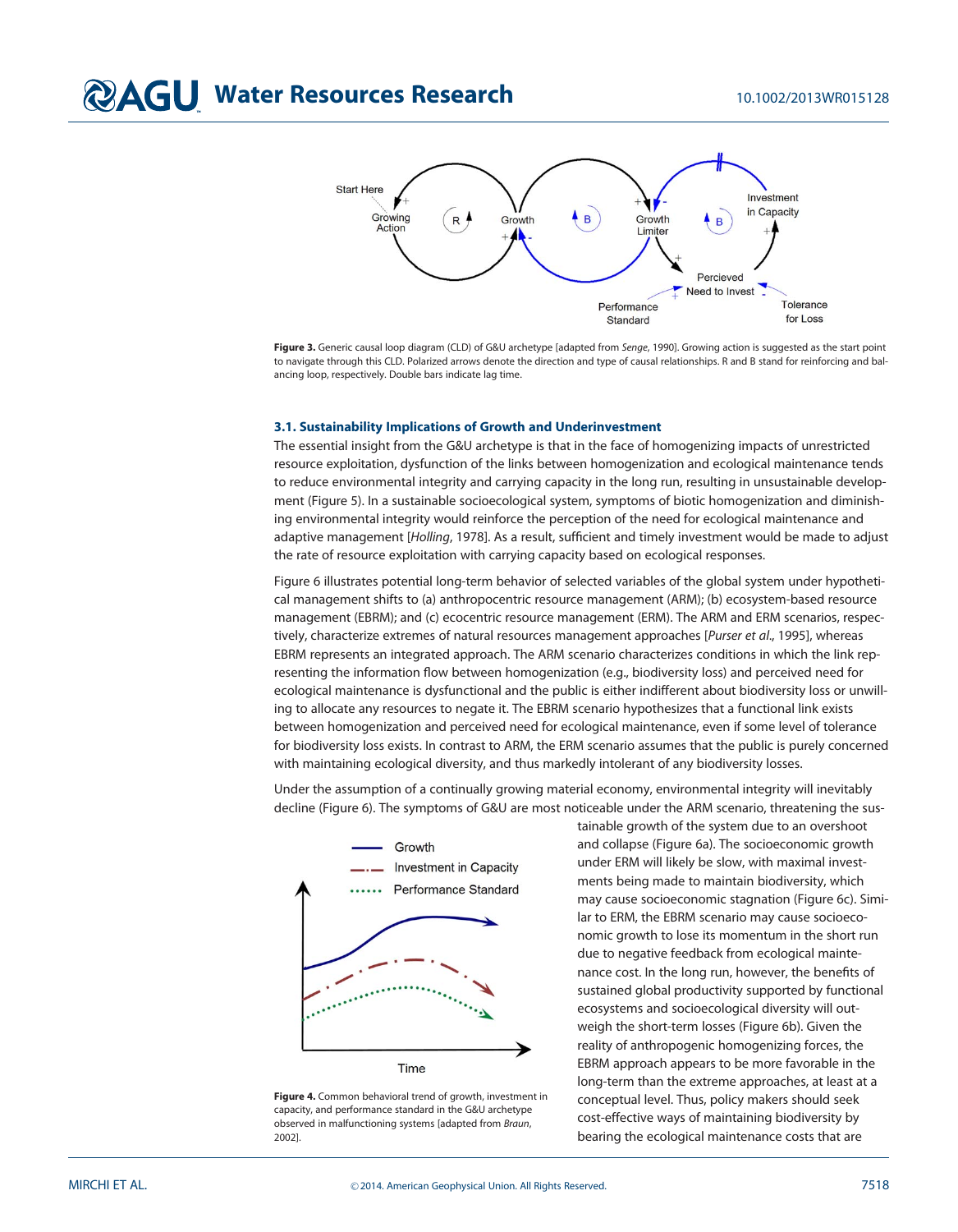Figure 3. Generic causal loop diagram (CLD) of G&U archetype [adapted from *Senge*, 1990]. Growing action is suggested as the start point to navigate through this CLD. Polarized arrows denote the direction and type of causal relationships. R and B stand for reinforcing and balancing loop, respectively. Double bars indicate lag time.

### 3.1. Sustainability Implications of Growth and Underinvestment

The essential insight from the G&U archetype is that in the face of homogenizing impacts of unrestricted resource exploitation, dysfunction of the links between homogenization and ecological maintenance tends to reduce environmental integrity and carrying capacity in the long run, resulting in unsustainable development (Figure 5). In a sustainable socioecological system, symptoms of biotic homogenization and diminishing environmental integrity would reinforce the perception of the need for ecological maintenance and adaptive management [*Holling*, 1978]. As a result, sufficient and timely investment would be made to adjust the rate of resource exploitation with carrying capacity based on ecological responses.

Figure 6 illustrates potential long-term behavior of selected variables of the global system under hypothetical management shifts to (a) anthropocentric resource management (ARM); (b) ecosystem-based resource management (EBRM); and (c) ecocentric resource management (ERM). The ARM and ERM scenarios, respectively, characterize extremes of natural resources management approaches [*Purser et al.*, 1995], whereas EBRM represents an integrated approach. The ARM scenario characterizes conditions in which the link representing the information flow between homogenization (e.g., biodiversity loss) and perceived need for ecological maintenance is dysfunctional and the public is either indifferent about biodiversity loss or unwilling to allocate any resources to negate it. The EBRM scenario hypothesizes that a functional link exists between homogenization and perceived need for ecological maintenance, even if some level of tolerance for biodiversity loss exists. In contrast to ARM, the ERM scenario assumes that the public is purely concerned with maintaining ecological diversity, and thus markedly intolerant of any biodiversity losses.

Under the assumption of a continually growing material economy, environmental integrity will inevitably decline (Figure 6). The symptoms of G&U are most noticeable under the ARM scenario, threatening the sustainable growth of the system due to an overshoot and collapse (Figure 6a). The socioeconomic growth under ERM will likely be slow, with maximal investments being made to maintain biodiversity, which may cause socioeconomic stagnation (Figure 6c). Similar to ERM, the EBRM scenario may cause socioeconomic growth to lose its momentum in the short run due to negative feedback from ecological maintenance cost. In the long run, however, the benefits of sustained global productivity supported by functional ecosystems and socioecological diversity will outweigh the short-term losses (Figure 6b). Given the reality of anthropogenic homogenizing forces, the EBRM approach appears to be more favorable in the long-term than the extreme approaches, at least at a conceptual level. Thus, policy makers should seek cost-effective ways of maintaining biodiversity by bearing the ecological maintenance costs that are

Figure 4. Common behavioral trend of growth, investment in capacity, and performance standard in the G&U archetype observed in malfunctioning systems [adapted from *Braun*, 2002].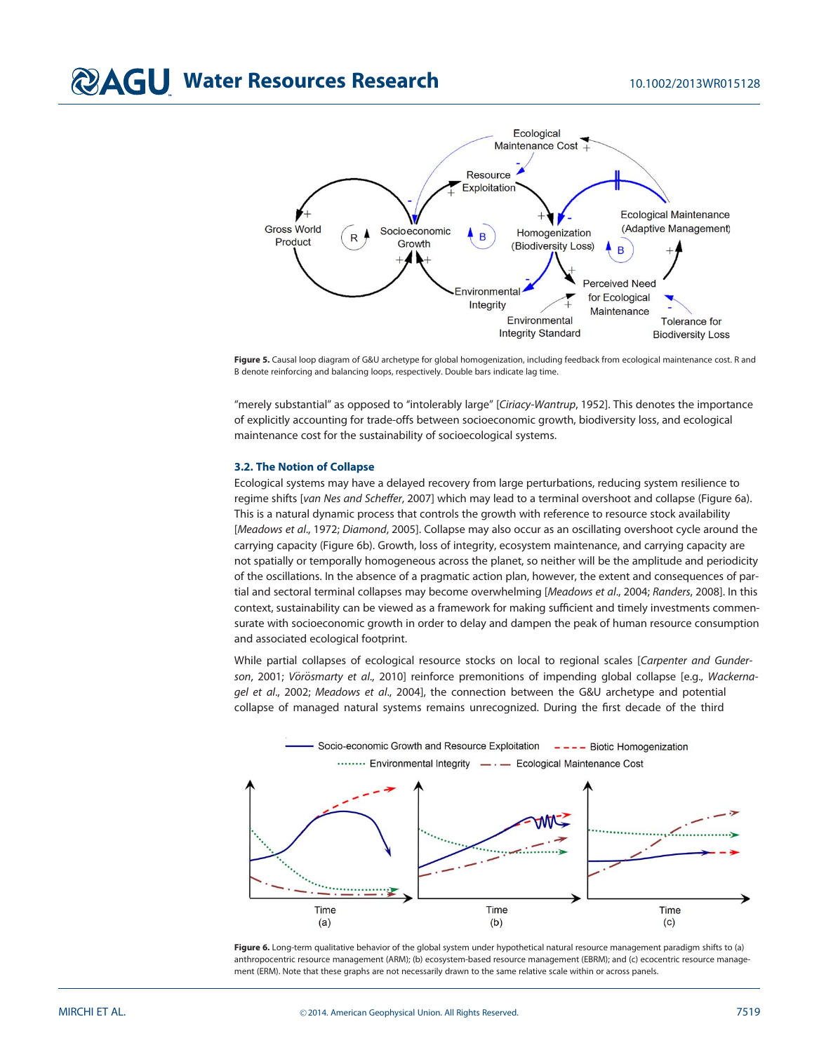**Figure 5.** Causal loop diagram of G&U archetype for global homogenization, including feedback from ecological maintenance cost. R and B denote reinforcing and balancing loops, respectively. Double bars indicate lag time.

"merely substantial" as opposed to "intolerably large" [*Ciriacy-Wantrup*, 1952]. This denotes the importance of explicitly accounting for trade-offs between socioeconomic growth, biodiversity loss, and ecological maintenance cost for the sustainability of socioecological systems.

### 3.2. The Notion of Collapse

Ecological systems may have a delayed recovery from large perturbations, reducing system resilience to regime shifts [*van Nes and Scheffer*, 2007] which may lead to a terminal overshoot and collapse (Figure 6a). This is a natural dynamic process that controls the growth with reference to resource stock availability [*Meadows et al.*, 1972; *Diamond*, 2005]. Collapse may also occur as an oscillating overshoot cycle around the carrying capacity (Figure 6b). Growth, loss of integrity, ecosystem maintenance, and carrying capacity are not spatially or temporally homogeneous across the planet, so neither will be the amplitude and periodicity of the oscillations. In the absence of a pragmatic action plan, however, the extent and consequences of partial and sectoral terminal collapses may become overwhelming [*Meadows et al.*, 2004; *Randers*, 2008]. In this context, sustainability can be viewed as a framework for making sufficient and timely investments commensurate with socioeconomic growth in order to delay and dampen the peak of human resource consumption and associated ecological footprint.

While partial collapses of ecological resource stocks on local to regional scales [*Carpenter and Gunderson*, 2001; *Vörösmarty et al.*, 2010] reinforce premonitions of impending global collapse [e.g., *Wackernagel et al.*, 2002; *Meadows et al.*, 2004], the connection between the G&U archetype and potential collapse of managed natural systems remains unrecognized. During the first decade of the third

**Figure 6.** Long-term qualitative behavior of the global system under hypothetical natural resource management paradigm shifts to (a) anthropocentric resource management (ARM); (b) ecosystem-based resource management (EBRM); and (c) ecocentric resource management (ERM). Note that these graphs are not necessarily drawn to the same relative scale within or across panels.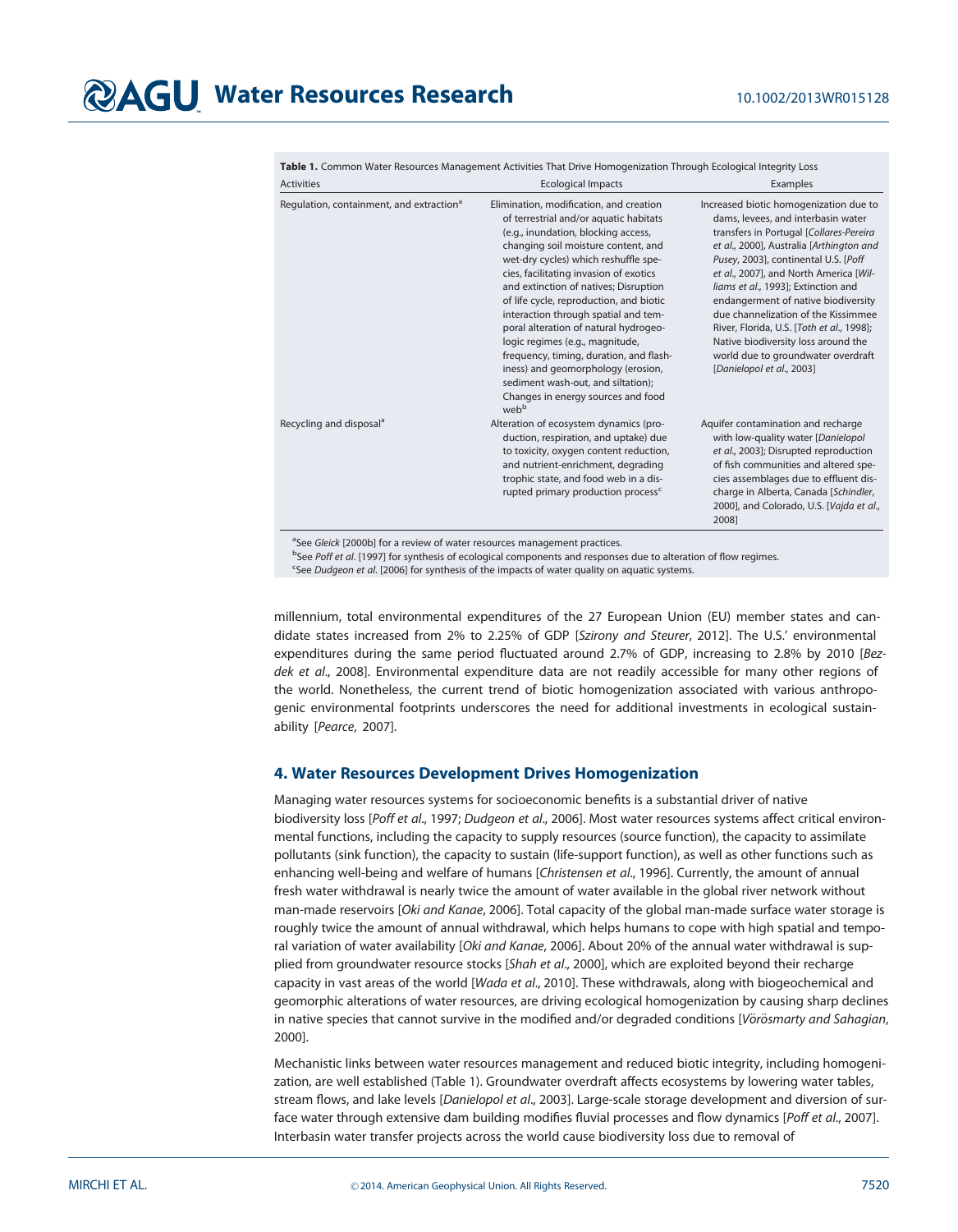**Table 1.** Common Water Resources Management Activities That Drive Homogenization Through Ecological Integrity Loss

| Activities | Ecological Impacts | Examples |
| --- | --- | --- |
| Regulation, containment, and extraction[a] | Elimination, modification, and creation of terrestrial and/or aquatic habitats (e.g., inundation, blocking access, changing soil moisture content, and wet-dry cycles) which reshuffle species, facilitating invasion of exotics and extinction of natives; Disruption of life cycle, reproduction, and biotic interaction through spatial and temporal alteration of natural hydrogeologic regimes (e.g., magnitude, frequency, timing, duration, and flashiness) and geomorphology (erosion, sediment wash-out, and siltation); Changes in energy sources and food web[b] | Increased biotic homogenization due to dams, levees, and interbasin water transfers in Portugal [*Collares-Pereira et al.*, 2000], Australia [*Arthington and Pusey*, 2003], continental U.S. [*Poff et al.*, 2007], and North America [*Williams et al.*, 1993]; Extinction and endangerment of native biodiversity due channelization of the Kissimmee River, Florida, U.S. [*Toth et al.*, 1998]; Native biodiversity loss around the world due to groundwater overdraft [*Danielopol et al.*, 2003] |
| Recycling and disposal[a] | Alteration of ecosystem dynamics (production, respiration, and uptake) due to toxicity, oxygen content reduction, and nutrient-enrichment, degrading trophic state, and food web in a disrupted primary production process[c] | Aquifer contamination and recharge with low-quality water [*Danielopol et al.*, 2003]; Disrupted reproduction of fish communities and altered species assemblages due to effluent discharge in Alberta, Canada [*Schindler*, 2000], and Colorado, U.S. [*Vajda et al.*, 2008] |

[a]See *Gleick* [2000b] for a review of water resources management practices.
[b]See *Poff et al.* [1997] for synthesis of ecological components and responses due to alteration of flow regimes.
[c]See *Dudgeon et al.* [2006] for synthesis of the impacts of water quality on aquatic systems.

millennium, total environmental expenditures of the 27 European Union (EU) member states and candidate states increased from 2% to 2.25% of GDP [*Szirony and Steurer*, 2012]. The U.S.' environmental expenditures during the same period fluctuated around 2.7% of GDP, increasing to 2.8% by 2010 [*Bezdek et al.*, 2008]. Environmental expenditure data are not readily accessible for many other regions of the world. Nonetheless, the current trend of biotic homogenization associated with various anthropogenic environmental footprints underscores the need for additional investments in ecological sustainability [*Pearce*, 2007].

## 4. Water Resources Development Drives Homogenization

Managing water resources systems for socioeconomic benefits is a substantial driver of native biodiversity loss [*Poff et al.*, 1997; *Dudgeon et al.*, 2006]. Most water resources systems affect critical environmental functions, including the capacity to supply resources (source function), the capacity to assimilate pollutants (sink function), the capacity to sustain (life-support function), as well as other functions such as enhancing well-being and welfare of humans [*Christensen et al.*, 1996]. Currently, the amount of annual fresh water withdrawal is nearly twice the amount of water available in the global river network without man-made reservoirs [*Oki and Kanae*, 2006]. Total capacity of the global man-made surface water storage is roughly twice the amount of annual withdrawal, which helps humans to cope with high spatial and temporal variation of water availability [*Oki and Kanae*, 2006]. About 20% of the annual water withdrawal is supplied from groundwater resource stocks [*Shah et al.*, 2000], which are exploited beyond their recharge capacity in vast areas of the world [*Wada et al.*, 2010]. These withdrawals, along with biogeochemical and geomorphic alterations of water resources, are driving ecological homogenization by causing sharp declines in native species that cannot survive in the modified and/or degraded conditions [*Vörösmarty and Sahagian*, 2000].

Mechanistic links between water resources management and reduced biotic integrity, including homogenization, are well established (Table 1). Groundwater overdraft affects ecosystems by lowering water tables, stream flows, and lake levels [*Danielopol et al.*, 2003]. Large-scale storage development and diversion of surface water through extensive dam building modifies fluvial processes and flow dynamics [*Poff et al.*, 2007]. Interbasin water transfer projects across the world cause biodiversity loss due to removal of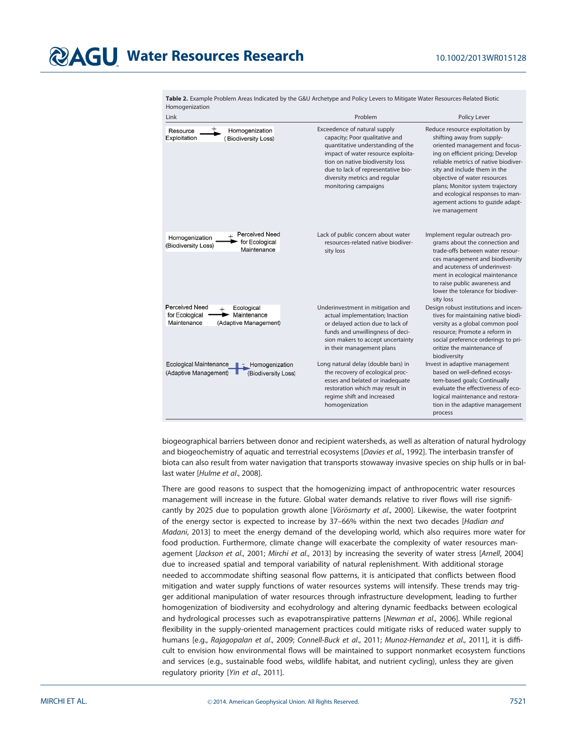**Table 2.** Example Problem Areas Indicated by the G&U Archetype and Policy Levers to Mitigate Water Resources-Related Biotic Homogenization

| Link | Problem | Policy Lever |
|---|---|---|
| Resource Exploitation —(+)→ Homogenization (Biodiversity Loss) | Exceedence of natural supply capacity; Poor qualitative and quantitative understanding of the impact of water resource exploitation on native biodiversity loss due to lack of representative biodiversity metrics and regular monitoring campaigns | Reduce resource exploitation by shifting away from supply-oriented management and focusing on efficient pricing; Develop reliable metrics of native biodiversity and include them in the objective of water resources plans; Monitor system trajectory and ecological responses to management actions to guzide adaptive management |
| Homogenization (Biodiversity Loss) —(+)→ Perceived Need for Ecological Maintenance | Lack of public concern about water resources-related native biodiversity loss | Implement regular outreach programs about the connection and trade-offs between water resources management and biodiversity and acuteness of underinvestment in ecological maintenance to raise public awareness and lower the tolerance for biodiversity loss |
| Perceived Need for Ecological Maintenance —(+)→ Ecological Maintenance (Adaptive Management) | Underinvestment in mitigation and actual implementation; Inaction or delayed action due to lack of funds and unwillingness of decision makers to accept uncertainty in their management plans | Design robust institutions and incentives for maintaining native biodiversity as a global common pool resource; Promote a reform in social preference orderings to prioritize the maintenance of biodiversity |
| Ecological Maintenance (Adaptive Management) —‖(−)→ Homogenization (Biodiversity Loss) | Long natural delay (double bars) in the recovery of ecological processes and belated or inadequate restoration which may result in regime shift and increased homogenization | Invest in adaptive management based on well-defined ecosystem-based goals; Continually evaluate the effectiveness of ecological maintenance and restoration in the adaptive management process |

biogeographical barriers between donor and recipient watersheds, as well as alteration of natural hydrology and biogeochemistry of aquatic and terrestrial ecosystems [*Davies et al.*, 1992]. The interbasin transfer of biota can also result from water navigation that transports stowaway invasive species on ship hulls or in ballast water [*Hulme et al.*, 2008].

There are good reasons to suspect that the homogenizing impact of anthropocentric water resources management will increase in the future. Global water demands relative to river flows will rise significantly by 2025 due to population growth alone [*Vörösmarty et al.*, 2000]. Likewise, the water footprint of the energy sector is expected to increase by 37–66% within the next two decades [*Hadian and Madani*, 2013] to meet the energy demand of the developing world, which also requires more water for food production. Furthermore, climate change will exacerbate the complexity of water resources management [*Jackson et al.*, 2001; *Mirchi et al.*, 2013] by increasing the severity of water stress [*Arnell*, 2004] due to increased spatial and temporal variability of natural replenishment. With additional storage needed to accommodate shifting seasonal flow patterns, it is anticipated that conflicts between flood mitigation and water supply functions of water resources systems will intensify. These trends may trigger additional manipulation of water resources through infrastructure development, leading to further homogenization of biodiversity and ecohydrology and altering dynamic feedbacks between ecological and hydrological processes such as evapotranspirative patterns [*Newman et al.*, 2006]. While regional flexibility in the supply-oriented management practices could mitigate risks of reduced water supply to humans [e.g., *Rajagopalan et al.*, 2009; *Connell-Buck et al.*, 2011; *Munoz-Hernandez et al.*, 2011], it is difficult to envision how environmental flows will be maintained to support nonmarket ecosystem functions and services (e.g., sustainable food webs, wildlife habitat, and nutrient cycling), unless they are given regulatory priority [*Yin et al.*, 2011].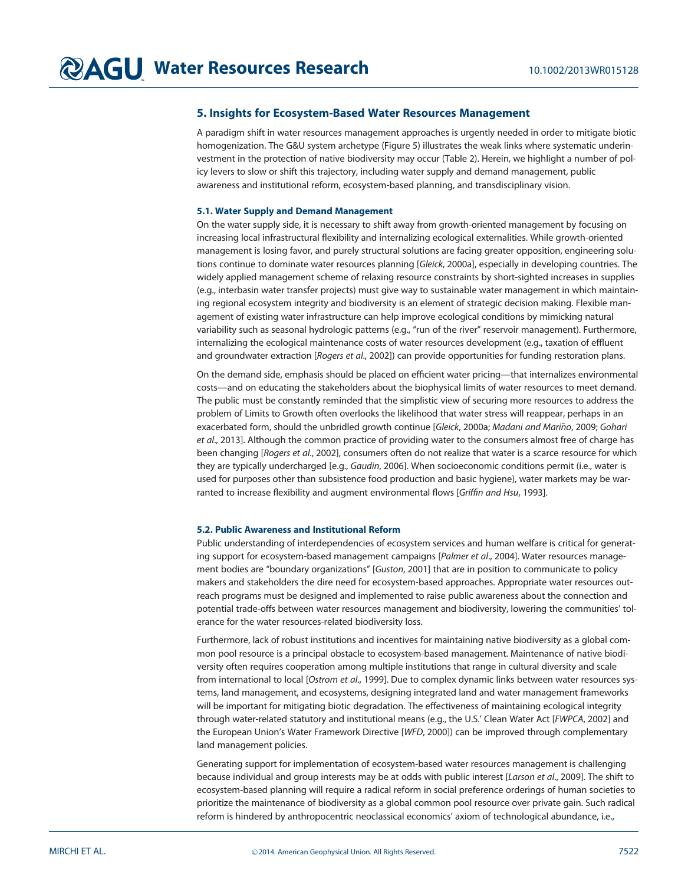## 5. Insights for Ecosystem-Based Water Resources Management

A paradigm shift in water resources management approaches is urgently needed in order to mitigate biotic homogenization. The G&U system archetype (Figure 5) illustrates the weak links where systematic underinvestment in the protection of native biodiversity may occur (Table 2). Herein, we highlight a number of policy levers to slow or shift this trajectory, including water supply and demand management, public awareness and institutional reform, ecosystem-based planning, and transdisciplinary vision.

### 5.1. Water Supply and Demand Management

On the water supply side, it is necessary to shift away from growth-oriented management by focusing on increasing local infrastructural flexibility and internalizing ecological externalities. While growth-oriented management is losing favor, and purely structural solutions are facing greater opposition, engineering solutions continue to dominate water resources planning [*Gleick*, 2000a], especially in developing countries. The widely applied management scheme of relaxing resource constraints by short-sighted increases in supplies (e.g., interbasin water transfer projects) must give way to sustainable water management in which maintaining regional ecosystem integrity and biodiversity is an element of strategic decision making. Flexible management of existing water infrastructure can help improve ecological conditions by mimicking natural variability such as seasonal hydrologic patterns (e.g., "run of the river" reservoir management). Furthermore, internalizing the ecological maintenance costs of water resources development (e.g., taxation of effluent and groundwater extraction [*Rogers et al*., 2002]) can provide opportunities for funding restoration plans.

On the demand side, emphasis should be placed on efficient water pricing—that internalizes environmental costs—and on educating the stakeholders about the biophysical limits of water resources to meet demand. The public must be constantly reminded that the simplistic view of securing more resources to address the problem of Limits to Growth often overlooks the likelihood that water stress will reappear, perhaps in an exacerbated form, should the unbridled growth continue [*Gleick*, 2000a; *Madani and Mariño*, 2009; *Gohari et al*., 2013]. Although the common practice of providing water to the consumers almost free of charge has been changing [*Rogers et al*., 2002], consumers often do not realize that water is a scarce resource for which they are typically undercharged [e.g., *Gaudin*, 2006]. When socioeconomic conditions permit (i.e., water is used for purposes other than subsistence food production and basic hygiene), water markets may be warranted to increase flexibility and augment environmental flows [*Griffin and Hsu*, 1993].

### 5.2. Public Awareness and Institutional Reform

Public understanding of interdependencies of ecosystem services and human welfare is critical for generating support for ecosystem-based management campaigns [*Palmer et al*., 2004]. Water resources management bodies are "boundary organizations" [*Guston*, 2001] that are in position to communicate to policy makers and stakeholders the dire need for ecosystem-based approaches. Appropriate water resources outreach programs must be designed and implemented to raise public awareness about the connection and potential trade-offs between water resources management and biodiversity, lowering the communities' tolerance for the water resources-related biodiversity loss.

Furthermore, lack of robust institutions and incentives for maintaining native biodiversity as a global common pool resource is a principal obstacle to ecosystem-based management. Maintenance of native biodiversity often requires cooperation among multiple institutions that range in cultural diversity and scale from international to local [*Ostrom et al*., 1999]. Due to complex dynamic links between water resources systems, land management, and ecosystems, designing integrated land and water management frameworks will be important for mitigating biotic degradation. The effectiveness of maintaining ecological integrity through water-related statutory and institutional means (e.g., the U.S.' Clean Water Act [*FWPCA*, 2002] and the European Union's Water Framework Directive [*WFD*, 2000]) can be improved through complementary land management policies.

Generating support for implementation of ecosystem-based water resources management is challenging because individual and group interests may be at odds with public interest [*Larson et al*., 2009]. The shift to ecosystem-based planning will require a radical reform in social preference orderings of human societies to prioritize the maintenance of biodiversity as a global common pool resource over private gain. Such radical reform is hindered by anthropocentric neoclassical economics' axiom of technological abundance, i.e.,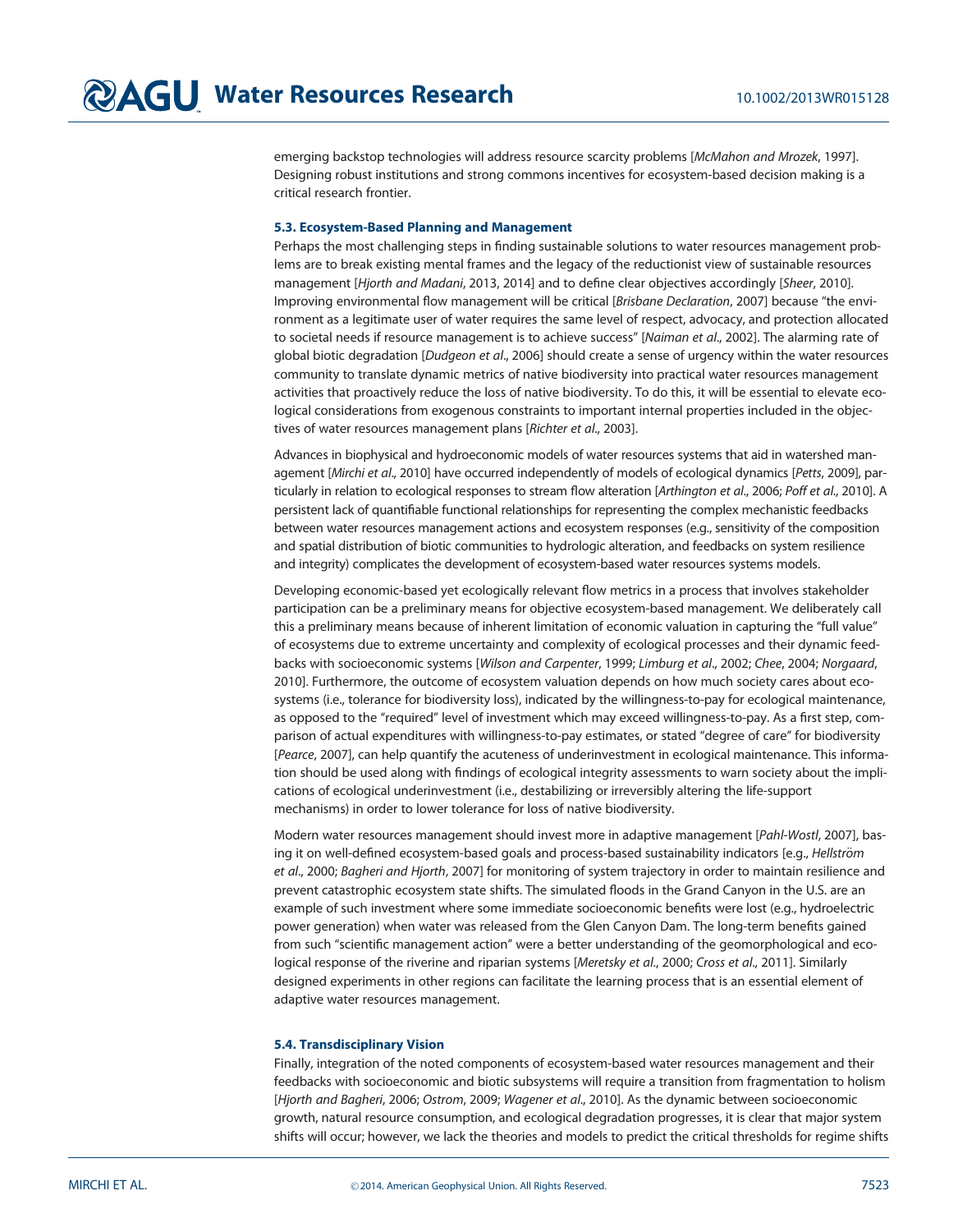emerging backstop technologies will address resource scarcity problems [*McMahon and Mrozek*, 1997]. Designing robust institutions and strong commons incentives for ecosystem-based decision making is a critical research frontier.

### 5.3. Ecosystem-Based Planning and Management

Perhaps the most challenging steps in finding sustainable solutions to water resources management problems are to break existing mental frames and the legacy of the reductionist view of sustainable resources management [*Hjorth and Madani*, 2013, 2014] and to define clear objectives accordingly [*Sheer*, 2010]. Improving environmental flow management will be critical [*Brisbane Declaration*, 2007] because "the environment as a legitimate user of water requires the same level of respect, advocacy, and protection allocated to societal needs if resource management is to achieve success" [*Naiman et al.*, 2002]. The alarming rate of global biotic degradation [*Dudgeon et al.*, 2006] should create a sense of urgency within the water resources community to translate dynamic metrics of native biodiversity into practical water resources management activities that proactively reduce the loss of native biodiversity. To do this, it will be essential to elevate ecological considerations from exogenous constraints to important internal properties included in the objectives of water resources management plans [*Richter et al.*, 2003].

Advances in biophysical and hydroeconomic models of water resources systems that aid in watershed management [*Mirchi et al.*, 2010] have occurred independently of models of ecological dynamics [*Petts*, 2009], particularly in relation to ecological responses to stream flow alteration [*Arthington et al.*, 2006; *Poff et al.*, 2010]. A persistent lack of quantifiable functional relationships for representing the complex mechanistic feedbacks between water resources management actions and ecosystem responses (e.g., sensitivity of the composition and spatial distribution of biotic communities to hydrologic alteration, and feedbacks on system resilience and integrity) complicates the development of ecosystem-based water resources systems models.

Developing economic-based yet ecologically relevant flow metrics in a process that involves stakeholder participation can be a preliminary means for objective ecosystem-based management. We deliberately call this a preliminary means because of inherent limitation of economic valuation in capturing the "full value" of ecosystems due to extreme uncertainty and complexity of ecological processes and their dynamic feedbacks with socioeconomic systems [*Wilson and Carpenter*, 1999; *Limburg et al.*, 2002; *Chee*, 2004; *Norgaard*, 2010]. Furthermore, the outcome of ecosystem valuation depends on how much society cares about ecosystems (i.e., tolerance for biodiversity loss), indicated by the willingness-to-pay for ecological maintenance, as opposed to the "required" level of investment which may exceed willingness-to-pay. As a first step, comparison of actual expenditures with willingness-to-pay estimates, or stated "degree of care" for biodiversity [*Pearce*, 2007], can help quantify the acuteness of underinvestment in ecological maintenance. This information should be used along with findings of ecological integrity assessments to warn society about the implications of ecological underinvestment (i.e., destabilizing or irreversibly altering the life-support mechanisms) in order to lower tolerance for loss of native biodiversity.

Modern water resources management should invest more in adaptive management [*Pahl-Wostl*, 2007], basing it on well-defined ecosystem-based goals and process-based sustainability indicators [e.g., *Hellström et al.*, 2000; *Bagheri and Hjorth*, 2007] for monitoring of system trajectory in order to maintain resilience and prevent catastrophic ecosystem state shifts. The simulated floods in the Grand Canyon in the U.S. are an example of such investment where some immediate socioeconomic benefits were lost (e.g., hydroelectric power generation) when water was released from the Glen Canyon Dam. The long-term benefits gained from such "scientific management action" were a better understanding of the geomorphological and ecological response of the riverine and riparian systems [*Meretsky et al.*, 2000; *Cross et al.*, 2011]. Similarly designed experiments in other regions can facilitate the learning process that is an essential element of adaptive water resources management.

### 5.4. Transdisciplinary Vision

Finally, integration of the noted components of ecosystem-based water resources management and their feedbacks with socioeconomic and biotic subsystems will require a transition from fragmentation to holism [*Hjorth and Bagheri*, 2006; *Ostrom*, 2009; *Wagener et al.*, 2010]. As the dynamic between socioeconomic growth, natural resource consumption, and ecological degradation progresses, it is clear that major system shifts will occur; however, we lack the theories and models to predict the critical thresholds for regime shifts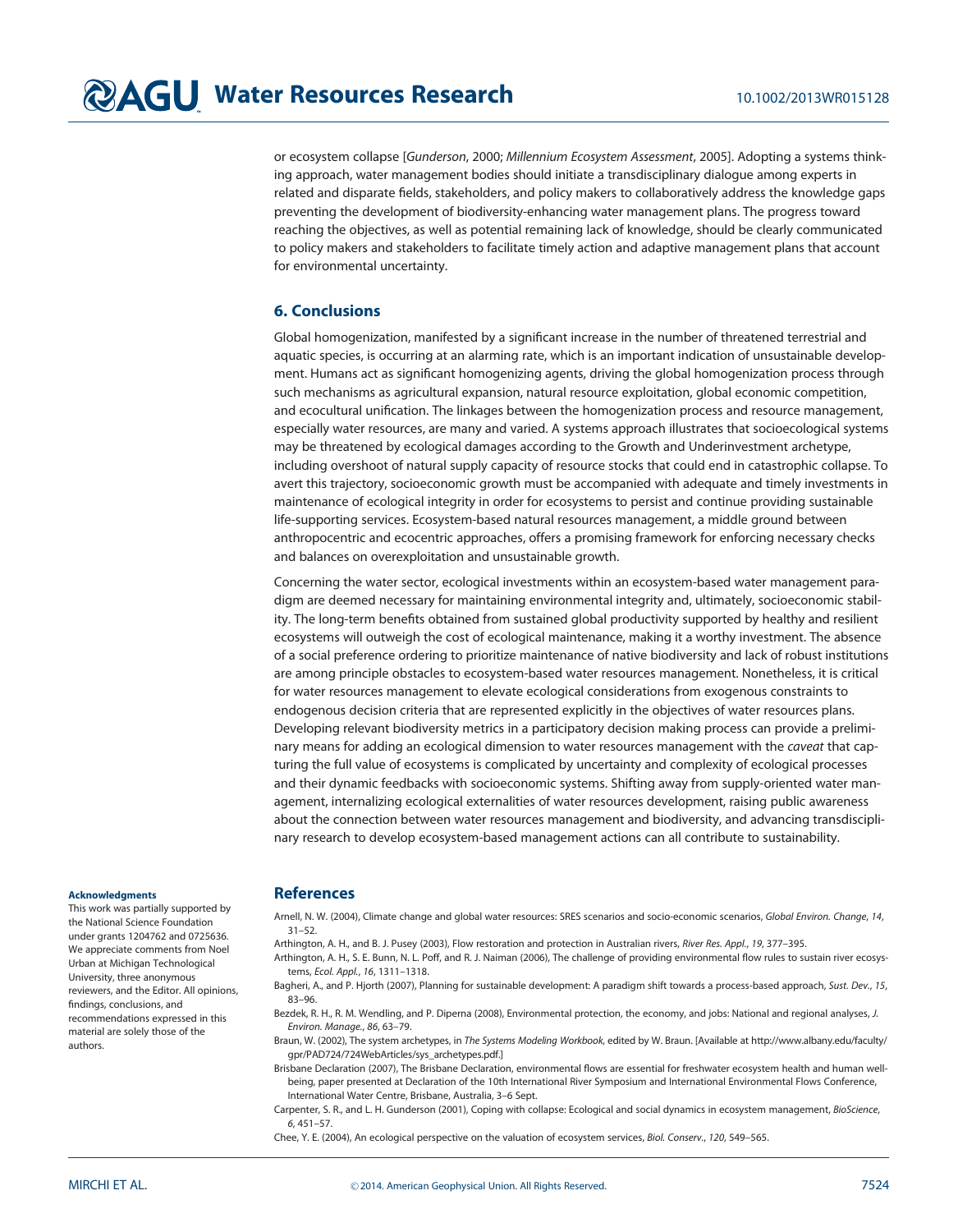or ecosystem collapse [*Gunderson*, 2000; *Millennium Ecosystem Assessment*, 2005]. Adopting a systems thinking approach, water management bodies should initiate a transdisciplinary dialogue among experts in related and disparate fields, stakeholders, and policy makers to collaboratively address the knowledge gaps preventing the development of biodiversity-enhancing water management plans. The progress toward reaching the objectives, as well as potential remaining lack of knowledge, should be clearly communicated to policy makers and stakeholders to facilitate timely action and adaptive management plans that account for environmental uncertainty.

## 6. Conclusions

Global homogenization, manifested by a significant increase in the number of threatened terrestrial and aquatic species, is occurring at an alarming rate, which is an important indication of unsustainable development. Humans act as significant homogenizing agents, driving the global homogenization process through such mechanisms as agricultural expansion, natural resource exploitation, global economic competition, and ecocultural unification. The linkages between the homogenization process and resource management, especially water resources, are many and varied. A systems approach illustrates that socioecological systems may be threatened by ecological damages according to the Growth and Underinvestment archetype, including overshoot of natural supply capacity of resource stocks that could end in catastrophic collapse. To avert this trajectory, socioeconomic growth must be accompanied with adequate and timely investments in maintenance of ecological integrity in order for ecosystems to persist and continue providing sustainable life-supporting services. Ecosystem-based natural resources management, a middle ground between anthropocentric and ecocentric approaches, offers a promising framework for enforcing necessary checks and balances on overexploitation and unsustainable growth.

Concerning the water sector, ecological investments within an ecosystem-based water management paradigm are deemed necessary for maintaining environmental integrity and, ultimately, socioeconomic stability. The long-term benefits obtained from sustained global productivity supported by healthy and resilient ecosystems will outweigh the cost of ecological maintenance, making it a worthy investment. The absence of a social preference ordering to prioritize maintenance of native biodiversity and lack of robust institutions are among principle obstacles to ecosystem-based water resources management. Nonetheless, it is critical for water resources management to elevate ecological considerations from exogenous constraints to endogenous decision criteria that are represented explicitly in the objectives of water resources plans. Developing relevant biodiversity metrics in a participatory decision making process can provide a preliminary means for adding an ecological dimension to water resources management with the *caveat* that capturing the full value of ecosystems is complicated by uncertainty and complexity of ecological processes and their dynamic feedbacks with socioeconomic systems. Shifting away from supply-oriented water management, internalizing ecological externalities of water resources development, raising public awareness about the connection between water resources management and biodiversity, and advancing transdisciplinary research to develop ecosystem-based management actions can all contribute to sustainability.

**Acknowledgments**

This work was partially supported by the National Science Foundation under grants 1204762 and 0725636. We appreciate comments from Noel Urban at Michigan Technological University, three anonymous reviewers, and the Editor. All opinions, findings, conclusions, and recommendations expressed in this material are solely those of the authors.

## References

Arnell, N. W. (2004), Climate change and global water resources: SRES scenarios and socio-economic scenarios, *Global Environ. Change*, *14*, 31–52.

Arthington, A. H., and B. J. Pusey (2003), Flow restoration and protection in Australian rivers, *River Res. Appl.*, *19*, 377–395.

Arthington, A. H., S. E. Bunn, N. L. Poff, and R. J. Naiman (2006), The challenge of providing environmental flow rules to sustain river ecosystems, *Ecol. Appl.*, *16*, 1311–1318.

Bagheri, A., and P. Hjorth (2007), Planning for sustainable development: A paradigm shift towards a process-based approach, *Sust. Dev.*, *15*, 83–96.

Bezdek, R. H., R. M. Wendling, and P. Diperna (2008), Environmental protection, the economy, and jobs: National and regional analyses, *J. Environ. Manage.*, *86*, 63–79.

Braun, W. (2002), The system archetypes, in *The Systems Modeling Workbook*, edited by W. Braun. [Available at http://www.albany.edu/faculty/gpr/PAD724/724WebArticles/sys_archetypes.pdf.]

Brisbane Declaration (2007), The Brisbane Declaration, environmental flows are essential for freshwater ecosystem health and human well-being, paper presented at Declaration of the 10th International River Symposium and International Environmental Flows Conference, International Water Centre, Brisbane, Australia, 3–6 Sept.

Carpenter, S. R., and L. H. Gunderson (2001), Coping with collapse: Ecological and social dynamics in ecosystem management, *BioScience*, *6*, 451–57.

Chee, Y. E. (2004), An ecological perspective on the valuation of ecosystem services, *Biol. Conserv.*, *120*, 549–565.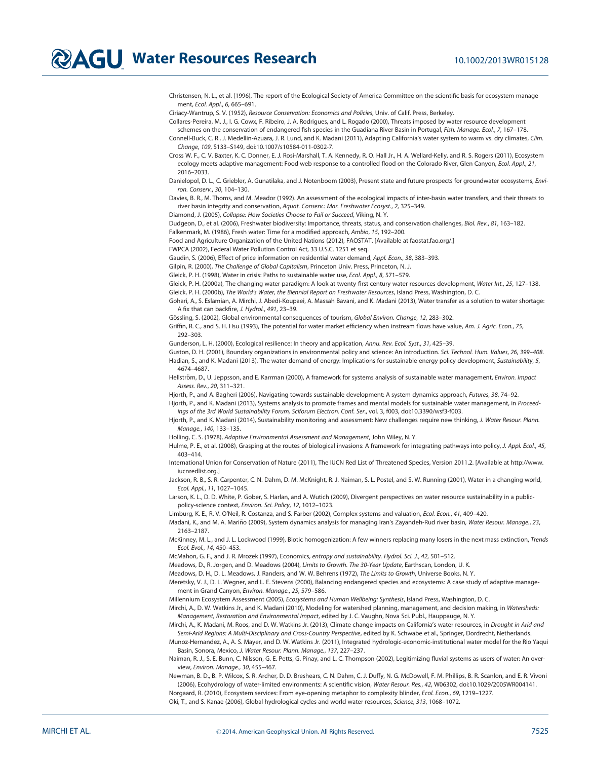Christensen, N. L., et al. (1996), The report of the Ecological Society of America Committee on the scientific basis for ecosystem management, *Ecol. Appl.*, *6*, 665–691.

Ciriacy-Wantrup, S. V. (1952), *Resource Conservation: Economics and Policies*, Univ. of Calif. Press, Berkeley.

Collares-Pereira, M. J., I. G. Cowx, F. Ribeiro, J. A. Rodrigues, and L. Rogado (2000), Threats imposed by water resource development schemes on the conservation of endangered fish species in the Guadiana River Basin in Portugal, *Fish. Manage. Ecol.*, *7*, 167–178.

Connell-Buck, C. R., J. Medellin-Azuara, J. R. Lund, and K. Madani (2011), Adapting California's water system to warm vs. dry climates, *Clim. Change*, *109*, S133–S149, doi:10.1007/s10584-011-0302-7.

Cross W. F., C. V. Baxter, K. C. Donner, E. J. Rosi-Marshall, T. A. Kennedy, R. O. Hall Jr., H. A. Wellard-Kelly, and R. S. Rogers (2011), Ecosystem ecology meets adaptive management: Food web response to a controlled flood on the Colorado River, Glen Canyon, *Ecol. Appl.*, *21*, 2016–2033.

Danielopol, D. L., C. Griebler, A. Gunatilaka, and J. Notenboom (2003), Present state and future prospects for groundwater ecosystems, *Environ. Conserv.*, *30*, 104–130.

Davies, B. R., M. Thoms, and M. Meador (1992). An assessment of the ecological impacts of inter-basin water transfers, and their threats to river basin integrity and conservation, *Aquat. Conserv.: Mar. Freshwater Ecosyst.*, *2*, 325–349.

Diamond, J. (2005), *Collapse: How Societies Choose to Fail or Succeed*, Viking, N. Y.

Dudgeon, D., et al. (2006), Freshwater biodiversity: Importance, threats, status, and conservation challenges, *Biol. Rev.*, *81*, 163–182.

Falkenmark, M. (1986), Fresh water: Time for a modified approach, *Ambio*, *15*, 192–200.

Food and Agriculture Organization of the United Nations (2012), FAOSTAT. [Available at faostat.fao.org/.]

FWPCA (2002), Federal Water Pollution Control Act, 33 U.S.C. 1251 et seq.

Gaudin, S. (2006), Effect of price information on residential water demand, *Appl. Econ.*, *38*, 383–393.

Gilpin, R. (2000), *The Challenge of Global Capitalism*, Princeton Univ. Press, Princeton, N. J.

Gleick, P. H. (1998), Water in crisis: Paths to sustainable water use, *Ecol. Appl.*, *8*, 571–579.

Gleick, P. H. (2000a), The changing water paradigm: A look at twenty-first century water resources development, *Water Int.*, *25*, 127–138.

Gleick, P. H. (2000b), *The World's Water, the Biennial Report on Freshwater Resources*, Island Press, Washington, D. C.

Gohari, A., S. Eslamian, A. Mirchi, J. Abedi-Koupaei, A. Massah Bavani, and K. Madani (2013), Water transfer as a solution to water shortage: A fix that can backfire, *J. Hydrol.*, *491*, 23–39.

Gössling, S. (2002), Global environmental consequences of tourism, *Global Environ. Change*, *12*, 283–302.

Griffin, R. C., and S. H. Hsu (1993), The potential for water market efficiency when instream flows have value, *Am. J. Agric. Econ.*, *75*, 292–303.

Gunderson, L. H. (2000), Ecological resilience: In theory and application, *Annu. Rev. Ecol. Syst.*, *31*, 425–39.

Guston, D. H. (2001), Boundary organizations in environmental policy and science: An introduction. *Sci. Technol. Hum. Values*, *26*, 399–408.

Hadian, S., and K. Madani (2013), The water demand of energy: Implications for sustainable energy policy development, *Sustainability*, *5*, 4674–4687.

Hellström, D., U. Jeppsson, and E. Karrman (2000), A framework for systems analysis of sustainable water management, *Environ. Impact Assess. Rev.*, *20*, 311–321.

Hjorth, P., and A. Bagheri (2006), Navigating towards sustainable development: A system dynamics approach, *Futures*, *38*, 74–92.

Hjorth, P., and K. Madani (2013), Systems analysis to promote frames and mental models for sustainable water management, in *Proceedings of the 3rd World Sustainability Forum, Sciforum Electron. Conf. Ser.*, vol. 3, f003, doi:10.3390/wsf3-f003.

Hjorth, P., and K. Madani (2014), Sustainability monitoring and assessment: New challenges require new thinking, *J. Water Resour. Plann. Manage.*, *140*, 133–135.

Holling, C. S. (1978), *Adaptive Environmental Assessment and Management*, John Wiley, N. Y.

Hulme, P. E., et al. (2008), Grasping at the routes of biological invasions: A framework for integrating pathways into policy, *J. Appl. Ecol.*, *45*, 403–414.

International Union for Conservation of Nature (2011), The IUCN Red List of Threatened Species, Version 2011.2. [Available at http://www.iucnredlist.org.]

Jackson, R. B., S. R. Carpenter, C. N. Dahm, D. M. McKnight, R. J. Naiman, S. L. Postel, and S. W. Running (2001), Water in a changing world, *Ecol. Appl.*, *11*, 1027–1045.

Larson, K. L., D. D. White, P. Gober, S. Harlan, and A. Wutich (2009), Divergent perspectives on water resource sustainability in a public-policy-science context, *Environ. Sci. Policy*, *12*, 1012–1023.

Limburg, K. E., R. V. O'Neil, R. Costanza, and S. Farber (2002), Complex systems and valuation, *Ecol. Econ.*, *41*, 409–420.

Madani, K., and M. A. Mariño (2009), System dynamics analysis for managing Iran's Zayandeh-Rud river basin, *Water Resour. Manage.*, *23*, 2163–2187.

McKinney, M. L., and J. L. Lockwood (1999), Biotic homogenization: A few winners replacing many losers in the next mass extinction, *Trends Ecol. Evol.*, *14*, 450–453.

McMahon, G. F., and J. R. Mrozek (1997), Economics, *entropy and sustainability. Hydrol. Sci. J.*, *42*, 501–512.

Meadows, D., R. Jorgen, and D. Meadows (2004), *Limits to Growth. The 30-Year Update*, Earthscan, London, U. K.

Meadows, D. H., D. L. Meadows, J. Randers, and W. W. Behrens (1972), *The Limits to Growth*, Universe Books, N. Y.

Meretsky, V. J., D. L. Wegner, and L. E. Stevens (2000), Balancing endangered species and ecosystems: A case study of adaptive management in Grand Canyon, *Environ. Manage.*, *25*, 579–586.

Millennium Ecosystem Assessment (2005), *Ecosystems and Human Wellbeing: Synthesis*, Island Press, Washington, D. C.

Mirchi, A., D. W. Watkins Jr., and K. Madani (2010), Modeling for watershed planning, management, and decision making, in *Watersheds: Management, Restoration and Environmental Impact*, edited by J. C. Vaughn, Nova Sci. Publ., Hauppauge, N. Y.

Mirchi, A., K. Madani, M. Roos, and D. W. Watkins Jr. (2013), Climate change impacts on California's water resources, in *Drought in Arid and Semi-Arid Regions: A Multi-Disciplinary and Cross-Country Perspective*, edited by K. Schwabe et al., Springer, Dordrecht, Netherlands.

Munoz-Hernandez, A., A. S. Mayer, and D. W. Watkins Jr. (2011), Integrated hydrologic-economic-institutional water model for the Rio Yaqui Basin, Sonora, Mexico, *J. Water Resour. Plann. Manage.*, *137*, 227–237.

Naiman, R. J., S. E. Bunn, C. Nilsson, G. E. Petts, G. Pinay, and L. C. Thompson (2002), Legitimizing fluvial systems as users of water: An overview, *Environ. Manage.*, *30*, 455–467.

Newman, B. D., B. P. Wilcox, S. R. Archer, D. D. Breshears, C. N. Dahm, C. J. Duffy, N. G. McDowell, F. M. Phillips, B. R. Scanlon, and E. R. Vivoni (2006), Ecohydrology of water-limited environments: A scientific vision, *Water Resour. Res.*, *42*, W06302, doi:10.1029/2005WR004141.

Norgaard, R. (2010), Ecosystem services: From eye-opening metaphor to complexity blinder, *Ecol. Econ.*, *69*, 1219–1227.

Oki, T., and S. Kanae (2006), Global hydrological cycles and world water resources, *Science*, *313*, 1068–1072.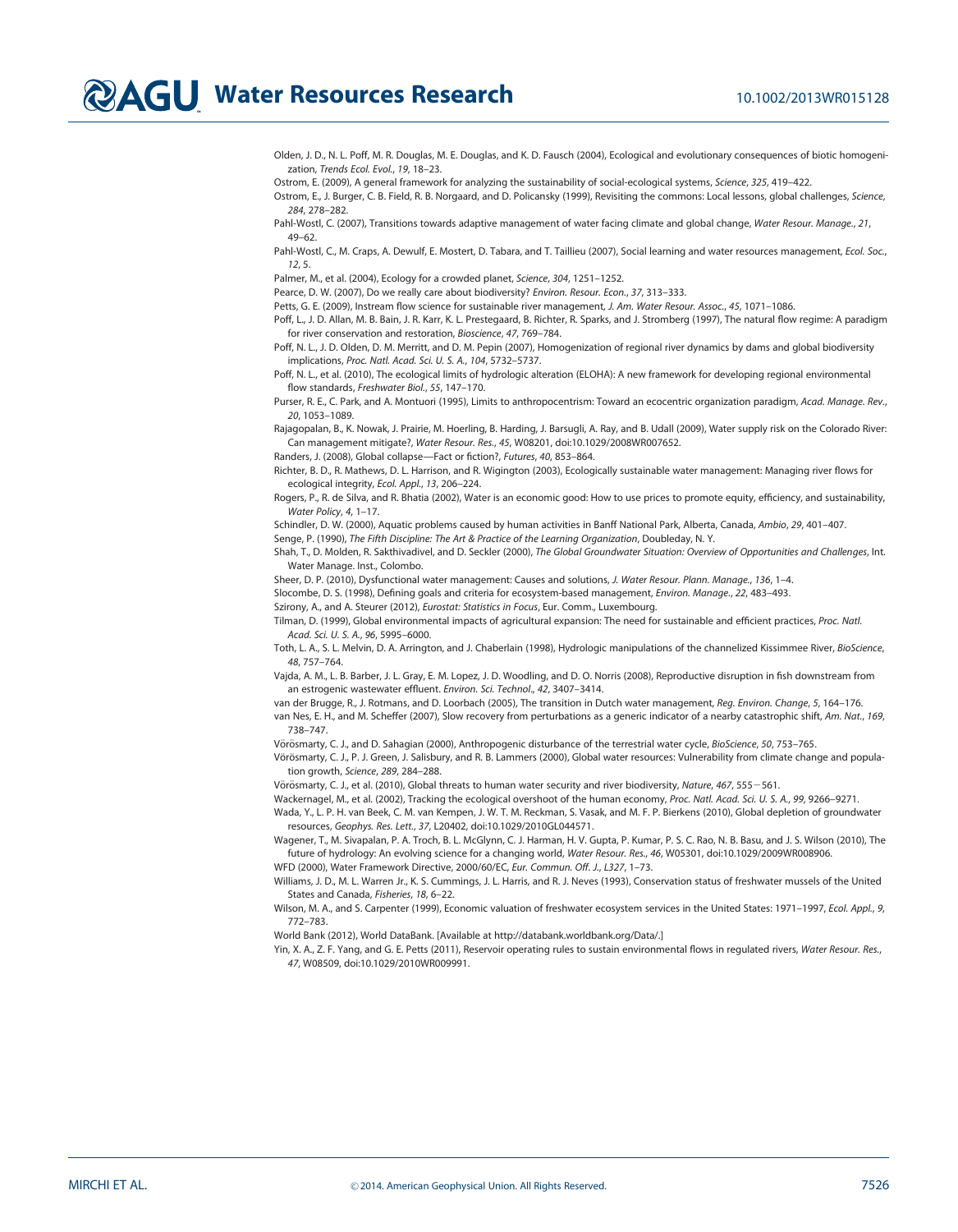Olden, J. D., N. L. Poff, M. R. Douglas, M. E. Douglas, and K. D. Fausch (2004), Ecological and evolutionary consequences of biotic homogenization, *Trends Ecol. Evol.*, *19*, 18–23.

Ostrom, E. (2009), A general framework for analyzing the sustainability of social-ecological systems, *Science*, *325*, 419–422.

Ostrom, E., J. Burger, C. B. Field, R. B. Norgaard, and D. Policansky (1999), Revisiting the commons: Local lessons, global challenges, *Science*, *284*, 278–282.

Pahl-Wostl, C. (2007), Transitions towards adaptive management of water facing climate and global change, *Water Resour. Manage.*, *21*, 49–62.

Pahl-Wostl, C., M. Craps, A. Dewulf, E. Mostert, D. Tabara, and T. Taillieu (2007), Social learning and water resources management, *Ecol. Soc.*, *12*, 5.

Palmer, M., et al. (2004), Ecology for a crowded planet, *Science*, *304*, 1251–1252.

Pearce, D. W. (2007), Do we really care about biodiversity? *Environ. Resour. Econ.*, *37*, 313–333.

Petts, G. E. (2009), Instream flow science for sustainable river management, *J. Am. Water Resour. Assoc.*, *45*, 1071–1086.

Poff, L., J. D. Allan, M. B. Bain, J. R. Karr, K. L. Prestegaard, B. Richter, R. Sparks, and J. Stromberg (1997), The natural flow regime: A paradigm for river conservation and restoration, *Bioscience*, *47*, 769–784.

Poff, N. L., J. D. Olden, D. M. Merritt, and D. M. Pepin (2007), Homogenization of regional river dynamics by dams and global biodiversity implications, *Proc. Natl. Acad. Sci. U. S. A.*, *104*, 5732–5737.

Poff, N. L., et al. (2010), The ecological limits of hydrologic alteration (ELOHA): A new framework for developing regional environmental flow standards, *Freshwater Biol.*, *55*, 147–170.

Purser, R. E., C. Park, and A. Montuori (1995), Limits to anthropocentrism: Toward an ecocentric organization paradigm, *Acad. Manage. Rev.*, *20*, 1053–1089.

Rajagopalan, B., K. Nowak, J. Prairie, M. Hoerling, B. Harding, J. Barsugli, A. Ray, and B. Udall (2009), Water supply risk on the Colorado River: Can management mitigate?, *Water Resour. Res.*, *45*, W08201, doi:10.1029/2008WR007652.

Randers, J. (2008), Global collapse—Fact or fiction?, *Futures*, *40*, 853–864.

Richter, B. D., R. Mathews, D. L. Harrison, and R. Wigington (2003), Ecologically sustainable water management: Managing river flows for ecological integrity, *Ecol. Appl.*, *13*, 206–224.

Rogers, P., R. de Silva, and R. Bhatia (2002), Water is an economic good: How to use prices to promote equity, efficiency, and sustainability, *Water Policy*, *4*, 1–17.

Schindler, D. W. (2000), Aquatic problems caused by human activities in Banff National Park, Alberta, Canada, *Ambio*, *29*, 401–407.

Senge, P. (1990), *The Fifth Discipline: The Art & Practice of the Learning Organization*, Doubleday, N. Y.

Shah, T., D. Molden, R. Sakthivadivel, and D. Seckler (2000), *The Global Groundwater Situation: Overview of Opportunities and Challenges*, Int. Water Manage. Inst., Colombo.

Sheer, D. P. (2010), Dysfunctional water management: Causes and solutions, *J. Water Resour. Plann. Manage.*, *136*, 1–4.

Slocombe, D. S. (1998), Defining goals and criteria for ecosystem-based management, *Environ. Manage.*, *22*, 483–493.

Szirony, A., and A. Steurer (2012), *Eurostat: Statistics in Focus*, Eur. Comm., Luxembourg.

Tilman, D. (1999), Global environmental impacts of agricultural expansion: The need for sustainable and efficient practices, *Proc. Natl. Acad. Sci. U. S. A.*, *96*, 5995–6000.

Toth, L. A., S. L. Melvin, D. A. Arrington, and J. Chaberlain (1998), Hydrologic manipulations of the channelized Kissimmee River, *BioScience*, *48*, 757–764.

Vajda, A. M., L. B. Barber, J. L. Gray, E. M. Lopez, J. D. Woodling, and D. O. Norris (2008), Reproductive disruption in fish downstream from an estrogenic wastewater effluent. *Environ. Sci. Technol.*, *42*, 3407–3414.

van der Brugge, R., J. Rotmans, and D. Loorbach (2005), The transition in Dutch water management, *Reg. Environ. Change*, *5*, 164–176.

van Nes, E. H., and M. Scheffer (2007), Slow recovery from perturbations as a generic indicator of a nearby catastrophic shift, *Am. Nat.*, *169*, 738–747.

Vörösmarty, C. J., and D. Sahagian (2000), Anthropogenic disturbance of the terrestrial water cycle, *BioScience*, *50*, 753–765.

Vörösmarty, C. J., P. J. Green, J. Salisbury, and R. B. Lammers (2000), Global water resources: Vulnerability from climate change and population growth, *Science*, *289*, 284–288.

Vörösmarty, C. J., et al. (2010), Global threats to human water security and river biodiversity, *Nature*, *467*, 555−561.

Wackernagel, M., et al. (2002), Tracking the ecological overshoot of the human economy, *Proc. Natl. Acad. Sci. U. S. A.*, *99*, 9266–9271.

Wada, Y., L. P. H. van Beek, C. M. van Kempen, J. W. T. M. Reckman, S. Vasak, and M. F. P. Bierkens (2010), Global depletion of groundwater resources, *Geophys. Res. Lett.*, *37*, L20402, doi:10.1029/2010GL044571.

Wagener, T., M. Sivapalan, P. A. Troch, B. L. McGlynn, C. J. Harman, H. V. Gupta, P. Kumar, P. S. C. Rao, N. B. Basu, and J. S. Wilson (2010), The future of hydrology: An evolving science for a changing world, *Water Resour. Res.*, *46*, W05301, doi:10.1029/2009WR008906.

WFD (2000), Water Framework Directive, 2000/60/EC, *Eur. Commun. Off. J.*, *L327*, 1–73.

Williams, J. D., M. L. Warren Jr., K. S. Cummings, J. L. Harris, and R. J. Neves (1993), Conservation status of freshwater mussels of the United States and Canada, *Fisheries*, *18*, 6–22.

Wilson, M. A., and S. Carpenter (1999), Economic valuation of freshwater ecosystem services in the United States: 1971–1997, *Ecol. Appl.*, *9*, 772–783.

World Bank (2012), World DataBank. [Available at http://databank.worldbank.org/Data/.]

Yin, X. A., Z. F. Yang, and G. E. Petts (2011), Reservoir operating rules to sustain environmental flows in regulated rivers, *Water Resour. Res.*, *47*, W08509, doi:10.1029/2010WR009991.